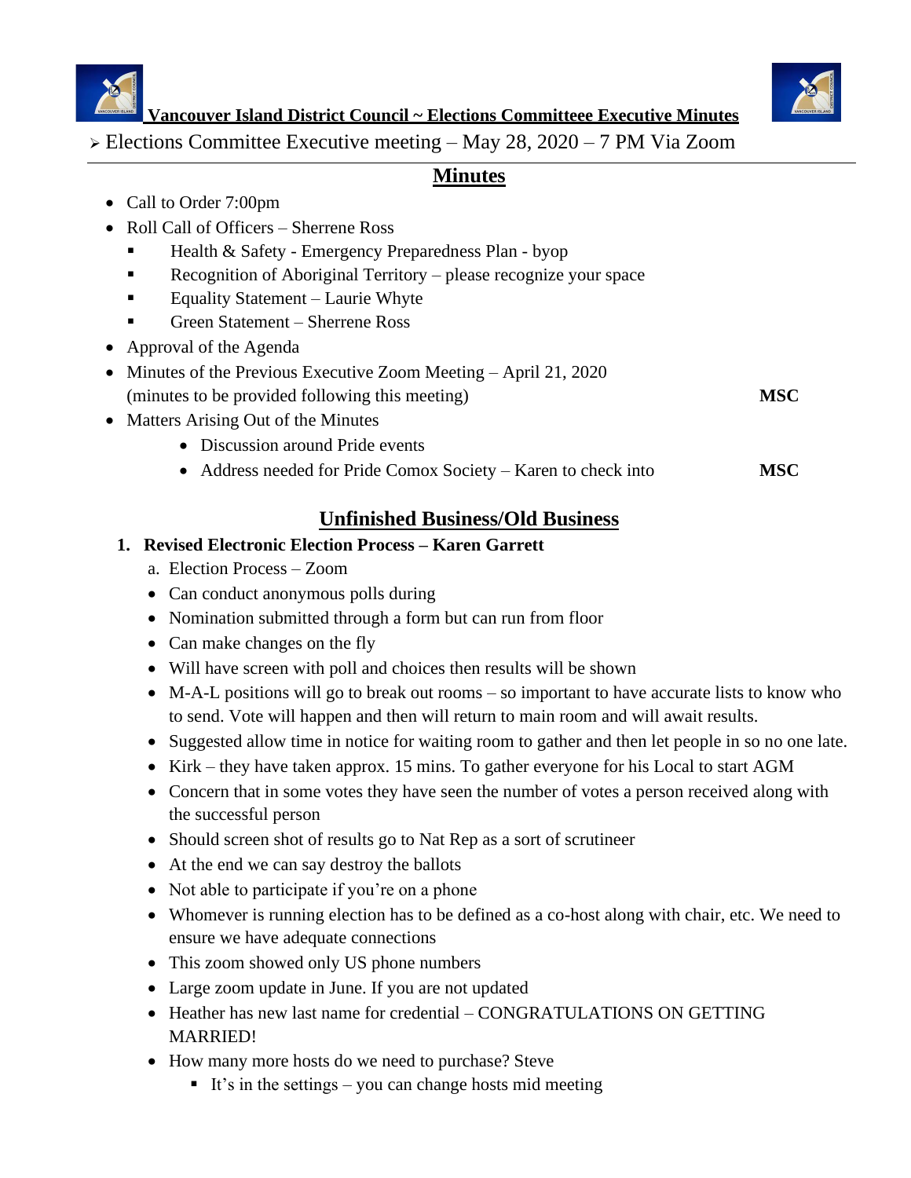# Vancouver Island District Council ~ Elections Committeee Executive Minutes

➢ Elections Committee Executive meeting – May 28, 2020 – 7 PM Via Zoom

## Minutes

- Call to Order 7:00pm
- Roll Call of Officers – Sherrene Ross
  - Health & Safety - Emergency Preparedness Plan - byop
  - Recognition of Aboriginal Territory – please recognize your space
  - Equality Statement – Laurie Whyte
  - Green Statement – Sherrene Ross
- Approval of the Agenda
- Minutes of the Previous Executive Zoom Meeting – April 21, 2020 (minutes to be provided following this meeting) **MSC**
- Matters Arising Out of the Minutes
  - Discussion around Pride events
  - Address needed for Pride Comox Society – Karen to check into **MSC**

## Unfinished Business/Old Business

1. **Revised Electronic Election Process – Karen Garrett**

   a. Election Process – Zoom

   - Can conduct anonymous polls during
   - Nomination submitted through a form but can run from floor
   - Can make changes on the fly
   - Will have screen with poll and choices then results will be shown
   - M-A-L positions will go to break out rooms – so important to have accurate lists to know who to send. Vote will happen and then will return to main room and will await results.
   - Suggested allow time in notice for waiting room to gather and then let people in so no one late.
   - Kirk – they have taken approx. 15 mins. To gather everyone for his Local to start AGM
   - Concern that in some votes they have seen the number of votes a person received along with the successful person
   - Should screen shot of results go to Nat Rep as a sort of scrutineer
   - At the end we can say destroy the ballots
   - Not able to participate if you're on a phone
   - Whomever is running election has to be defined as a co-host along with chair, etc. We need to ensure we have adequate connections
   - This zoom showed only US phone numbers
   - Large zoom update in June. If you are not updated
   - Heather has new last name for credential – CONGRATULATIONS ON GETTING MARRIED!
   - How many more hosts do we need to purchase? Steve
     - It's in the settings – you can change hosts mid meeting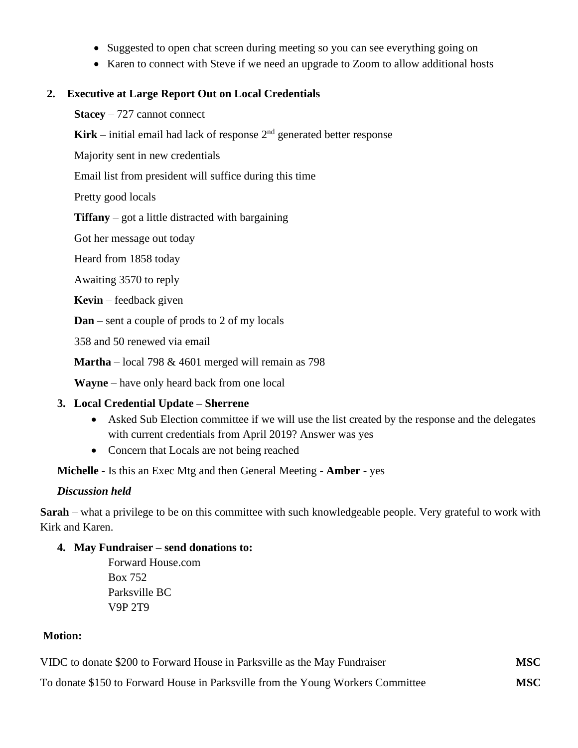- Suggested to open chat screen during meeting so you can see everything going on
- Karen to connect with Steve if we need an upgrade to Zoom to allow additional hosts

**2. Executive at Large Report Out on Local Credentials**

**Stacey** – 727 cannot connect

**Kirk** – initial email had lack of response 2nd generated better response

Majority sent in new credentials

Email list from president will suffice during this time

Pretty good locals

**Tiffany** – got a little distracted with bargaining

Got her message out today

Heard from 1858 today

Awaiting 3570 to reply

**Kevin** – feedback given

**Dan** – sent a couple of prods to 2 of my locals

358 and 50 renewed via email

**Martha** – local 798 & 4601 merged will remain as 798

**Wayne** – have only heard back from one local

**3. Local Credential Update – Sherrene**

- Asked Sub Election committee if we will use the list created by the response and the delegates with current credentials from April 2019? Answer was yes
- Concern that Locals are not being reached

**Michelle** - Is this an Exec Mtg and then General Meeting - **Amber** - yes

***Discussion held***

**Sarah** – what a privilege to be on this committee with such knowledgeable people. Very grateful to work with Kirk and Karen.

**4. May Fundraiser – send donations to:**

Forward House.com
Box 752
Parksville BC
V9P 2T9

**Motion:**

VIDC to donate $200 to Forward House in Parksville as the May Fundraiser **MSC**

To donate $150 to Forward House in Parksville from the Young Workers Committee **MSC**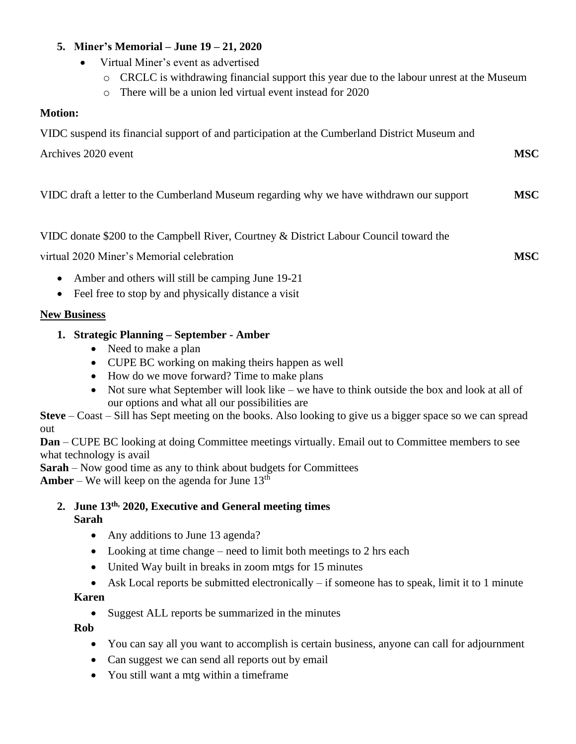5. **Miner's Memorial – June 19 – 21, 2020**
   - Virtual Miner's event as advertised
     - CRCLC is withdrawing financial support this year due to the labour unrest at the Museum
     - There will be a union led virtual event instead for 2020

**Motion:**

VIDC suspend its financial support of and participation at the Cumberland District Museum and Archives 2020 event **MSC**

VIDC draft a letter to the Cumberland Museum regarding why we have withdrawn our support **MSC**

VIDC donate $200 to the Campbell River, Courtney & District Labour Council toward the virtual 2020 Miner's Memorial celebration **MSC**

- Amber and others will still be camping June 19-21
- Feel free to stop by and physically distance a visit

**New Business**

1. **Strategic Planning – September - Amber**
   - Need to make a plan
   - CUPE BC working on making theirs happen as well
   - How do we move forward? Time to make plans
   - Not sure what September will look like – we have to think outside the box and look at all of our options and what all our possibilities are

**Steve** – Coast – Sill has Sept meeting on the books. Also looking to give us a bigger space so we can spread out
**Dan** – CUPE BC looking at doing Committee meetings virtually. Email out to Committee members to see what technology is avail
**Sarah** – Now good time as any to think about budgets for Committees
**Amber** – We will keep on the agenda for June 13th

2. **June 13th, 2020, Executive and General meeting times**
   **Sarah**
   - Any additions to June 13 agenda?
   - Looking at time change – need to limit both meetings to 2 hrs each
   - United Way built in breaks in zoom mtgs for 15 minutes
   - Ask Local reports be submitted electronically – if someone has to speak, limit it to 1 minute

   **Karen**
   - Suggest ALL reports be summarized in the minutes

   **Rob**
   - You can say all you want to accomplish is certain business, anyone can call for adjournment
   - Can suggest we can send all reports out by email
   - You still want a mtg within a timeframe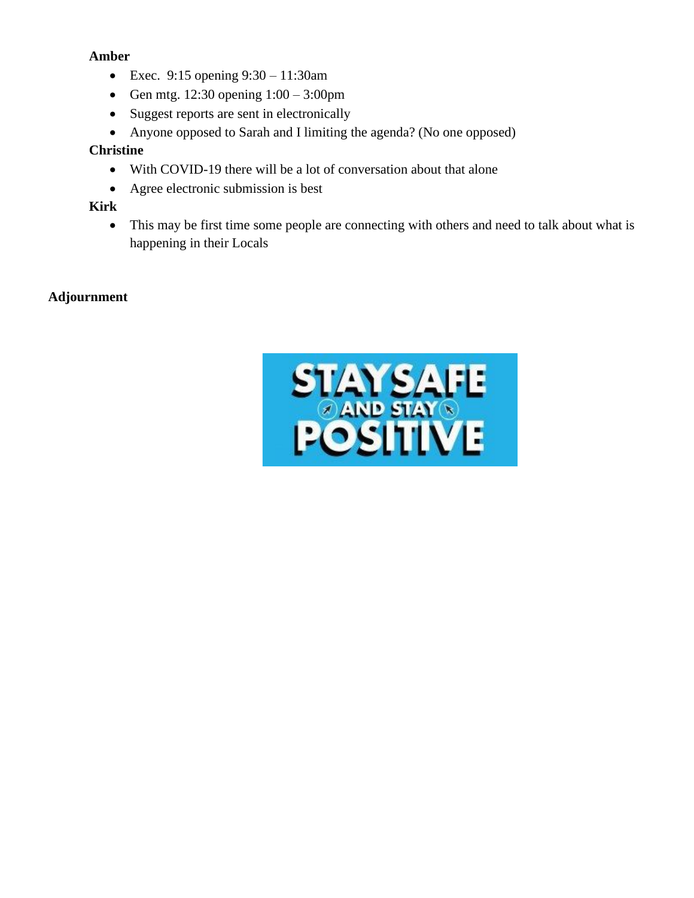**Amber**

- Exec. 9:15 opening 9:30 – 11:30am
- Gen mtg. 12:30 opening 1:00 – 3:00pm
- Suggest reports are sent in electronically
- Anyone opposed to Sarah and I limiting the agenda? (No one opposed)

**Christine**

- With COVID-19 there will be a lot of conversation about that alone
- Agree electronic submission is best

**Kirk**

- This may be first time some people are connecting with others and need to talk about what is happening in their Locals

**Adjournment**

STAY SAFE AND STAY POSITIVE